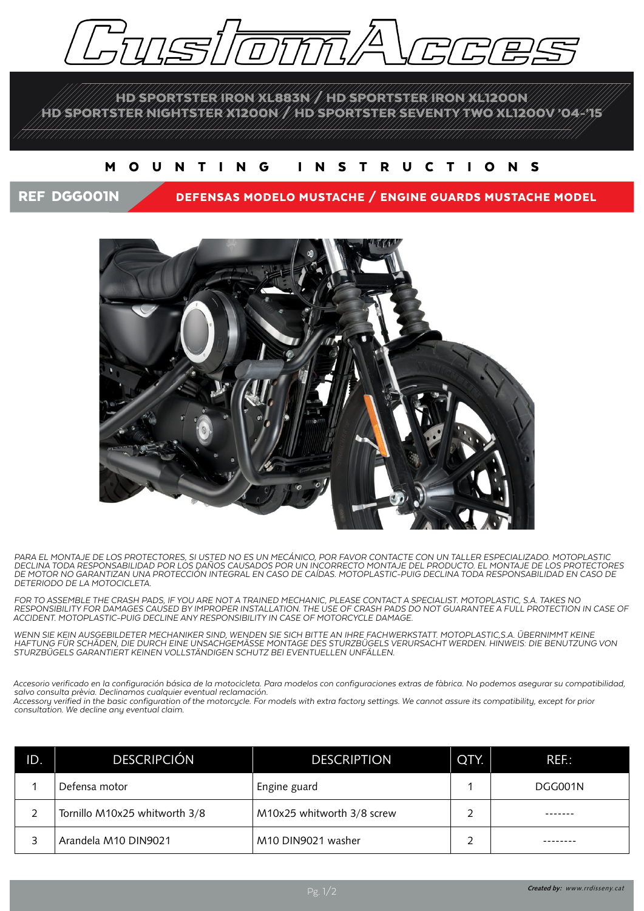# CustomAcces

**HD SPORTSTER IRON XL883N / HD SPORTSTER IRON XL1200N**
**HD SPORTSTER NIGHTSTER X1200N / HD SPORTSTER SEVENTY TWO XL1200V '04-'15**

## MOUNTING INSTRUCTIONS

**REF DGG001N** — **DEFENSAS MODELO MUSTACHE / ENGINE GUARDS MUSTACHE MODEL**

*PARA EL MONTAJE DE LOS PROTECTORES, SI USTED NO ES UN MECÁNICO, POR FAVOR CONTACTE CON UN TALLER ESPECIALIZADO. MOTOPLASTIC DECLINA TODA RESPONSABILIDAD POR LOS DAÑOS CAUSADOS POR UN INCORRECTO MONTAJE DEL PRODUCTO. EL MONTAJE DE LOS PROTECTORES DE MOTOR NO GARANTIZAN UNA PROTECCIÓN INTEGRAL EN CASO DE CAÍDAS. MOTOPLASTIC-PUIG DECLINA TODA RESPONSABILIDAD EN CASO DE DETERIODO DE LA MOTOCICLETA.*

*FOR TO ASSEMBLE THE CRASH PADS, IF YOU ARE NOT A TRAINED MECHANIC, PLEASE CONTACT A SPECIALIST. MOTOPLASTIC, S.A. TAKES NO RESPONSIBILITY FOR DAMAGES CAUSED BY IMPROPER INSTALLATION. THE USE OF CRASH PADS DO NOT GUARANTEE A FULL PROTECTION IN CASE OF ACCIDENT. MOTOPLASTIC-PUIG DECLINE ANY RESPONSIBILITY IN CASE OF MOTORCYCLE DAMAGE.*

*WENN SIE KEIN AUSGEBILDETER MECHANIKER SIND, WENDEN SIE SICH BITTE AN IHRE FACHWERKSTATT. MOTOPLASTIC,S.A. ÜBERNIMMT KEINE HAFTUNG FÜR SCHÄDEN, DIE DURCH EINE UNSACHGEMÄSSE MONTAGE DES STURZBÜGELS VERURSACHT WERDEN. HINWEIS: DIE BENUTZUNG VON STURZBÜGELS GARANTIERT KEINEN VOLLSTÄNDIGEN SCHUTZ BEI EVENTUELLEN UNFÄLLEN.*

*Accesorio verificado en la configuración básica de la motocicleta. Para modelos con configuraciones extras de fàbrica. No podemos asegurar su compatibilidad, salvo consulta prèvia. Declinamos cualquier eventual reclamación.*
*Accessory verified in the basic configuration of the motorcycle. For models with extra factory settings. We cannot assure its compatibility, except for prior consultation. We decline any eventual claim.*

| ID. | DESCRIPCIÓN | DESCRIPTION | QTY. | REF.: |
|---|---|---|---|---|
| 1 | Defensa motor | Engine guard | 1 | DGG001N |
| 2 | Tornillo M10x25 whitworth 3/8 | M10x25 whitworth 3/8 screw | 2 | ------- |
| 3 | Arandela M10 DIN9021 | M10 DIN9021 washer | 2 | -------- |

*Created by: www.rrdisseny.cat*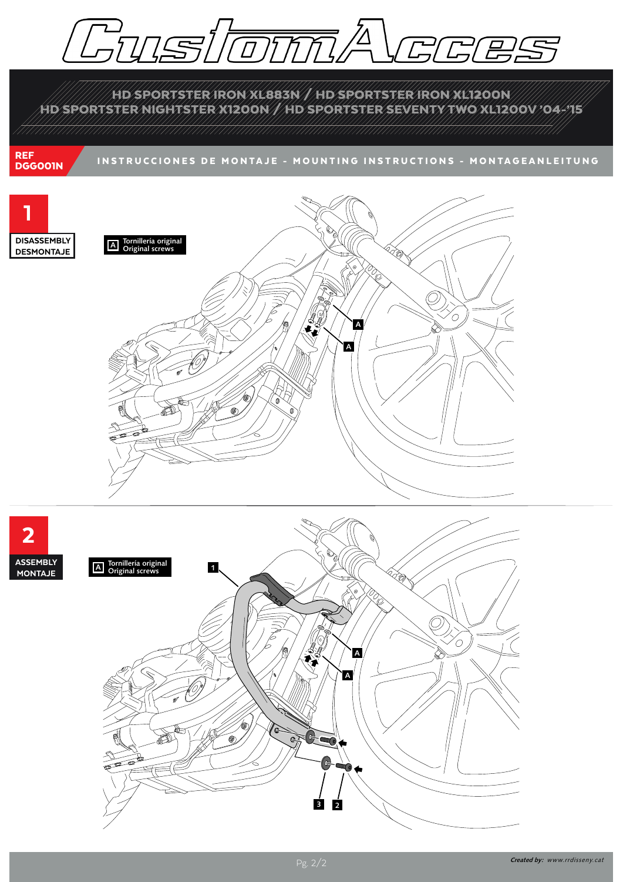CustomAcces

# HD SPORTSTER IRON XL883N / HD SPORTSTER IRON XL1200N
# HD SPORTSTER NIGHTSTER X1200N / HD SPORTSTER SEVENTY TWO XL1200V '04-'15

**REF DGG001N**

INSTRUCCIONES DE MONTAJE - MOUNTING INSTRUCTIONS - MONTAGEANLEITUNG

## 1 DISASSEMBLY DESMONTAJE

A Tornillería original
Original screws

A

A

## 2 ASSEMBLY MONTAJE

A Tornillería original
Original screws

1

A

A

3

2

*Created by: www.rrdisseny.cat*